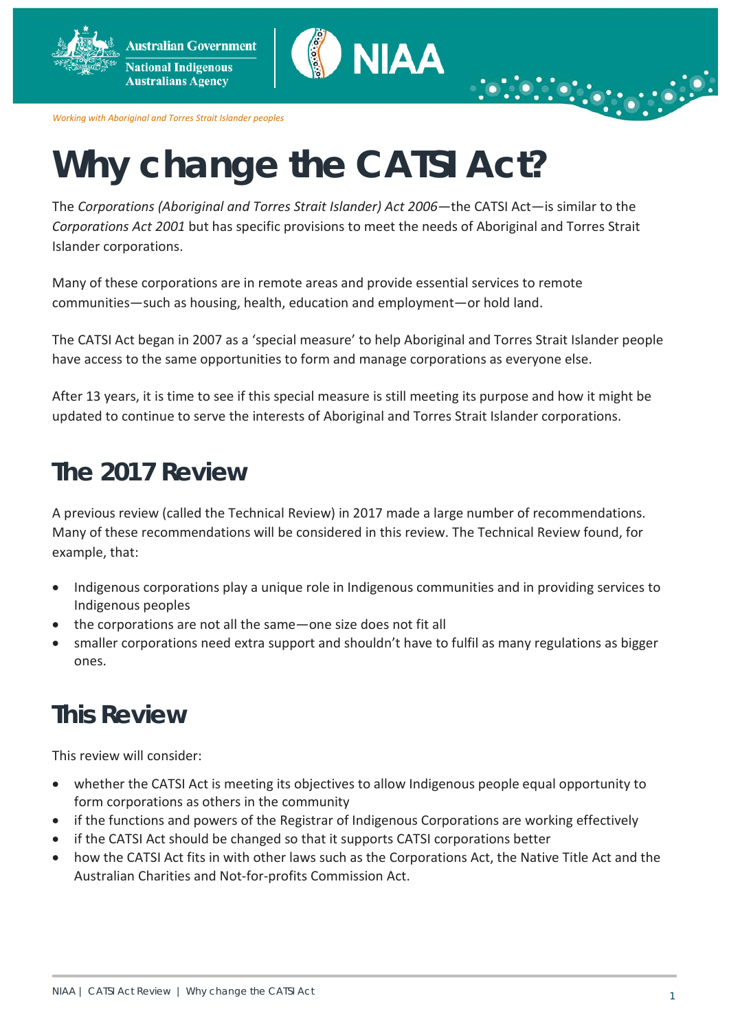Working with Aboriginal and Torres Strait Islander peoples

# Why change the CATSI Act?

The *Corporations (Aboriginal and Torres Strait Islander) Act 2006*—the CATSI Act—is similar to the *Corporations Act 2001* but has specific provisions to meet the needs of Aboriginal and Torres Strait Islander corporations.

Many of these corporations are in remote areas and provide essential services to remote communities—such as housing, health, education and employment—or hold land.

The CATSI Act began in 2007 as a 'special measure' to help Aboriginal and Torres Strait Islander people have access to the same opportunities to form and manage corporations as everyone else.

After 13 years, it is time to see if this special measure is still meeting its purpose and how it might be updated to continue to serve the interests of Aboriginal and Torres Strait Islander corporations.

## The 2017 Review

A previous review (called the Technical Review) in 2017 made a large number of recommendations. Many of these recommendations will be considered in this review. The Technical Review found, for example, that:

- Indigenous corporations play a unique role in Indigenous communities and in providing services to Indigenous peoples
- the corporations are not all the same—one size does not fit all
- smaller corporations need extra support and shouldn't have to fulfil as many regulations as bigger ones.

## This Review

This review will consider:

- whether the CATSI Act is meeting its objectives to allow Indigenous people equal opportunity to form corporations as others in the community
- if the functions and powers of the Registrar of Indigenous Corporations are working effectively
- if the CATSI Act should be changed so that it supports CATSI corporations better
- how the CATSI Act fits in with other laws such as the Corporations Act, the Native Title Act and the Australian Charities and Not-for-profits Commission Act.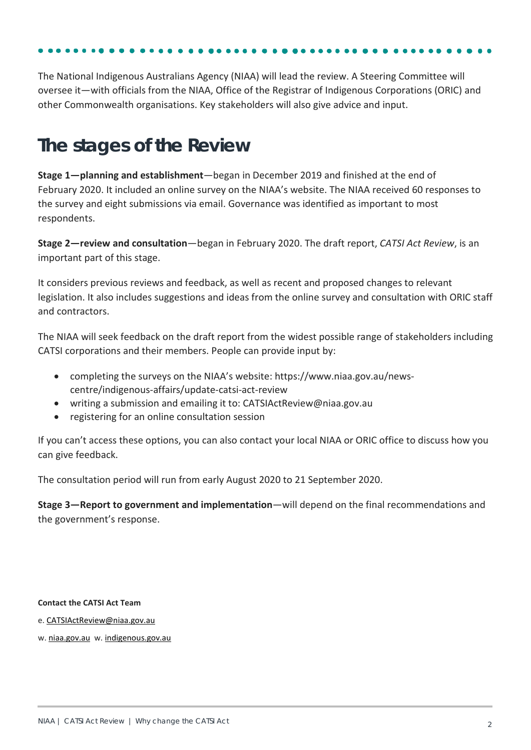The National Indigenous Australians Agency (NIAA) will lead the review. A Steering Committee will oversee it—with officials from the NIAA, Office of the Registrar of Indigenous Corporations (ORIC) and other Commonwealth organisations. Key stakeholders will also give advice and input.

## The stages of the Review

**Stage 1—planning and establishment**—began in December 2019 and finished at the end of February 2020. It included an online survey on the NIAA's website. The NIAA received 60 responses to the survey and eight submissions via email. Governance was identified as important to most respondents.

**Stage 2—review and consultation**—began in February 2020. The draft report, *CATSI Act Review*, is an important part of this stage.

It considers previous reviews and feedback, as well as recent and proposed changes to relevant legislation. It also includes suggestions and ideas from the online survey and consultation with ORIC staff and contractors.

The NIAA will seek feedback on the draft report from the widest possible range of stakeholders including CATSI corporations and their members. People can provide input by:

- completing the surveys on the NIAA's website: https://www.niaa.gov.au/news-centre/indigenous-affairs/update-catsi-act-review
- writing a submission and emailing it to: CATSIActReview@niaa.gov.au
- registering for an online consultation session

If you can't access these options, you can also contact your local NIAA or ORIC office to discuss how you can give feedback.

The consultation period will run from early August 2020 to 21 September 2020.

**Stage 3—Report to government and implementation**—will depend on the final recommendations and the government's response.

**Contact the CATSI Act Team**

e. CATSIActReview@niaa.gov.au

w. niaa.gov.au w. indigenous.gov.au